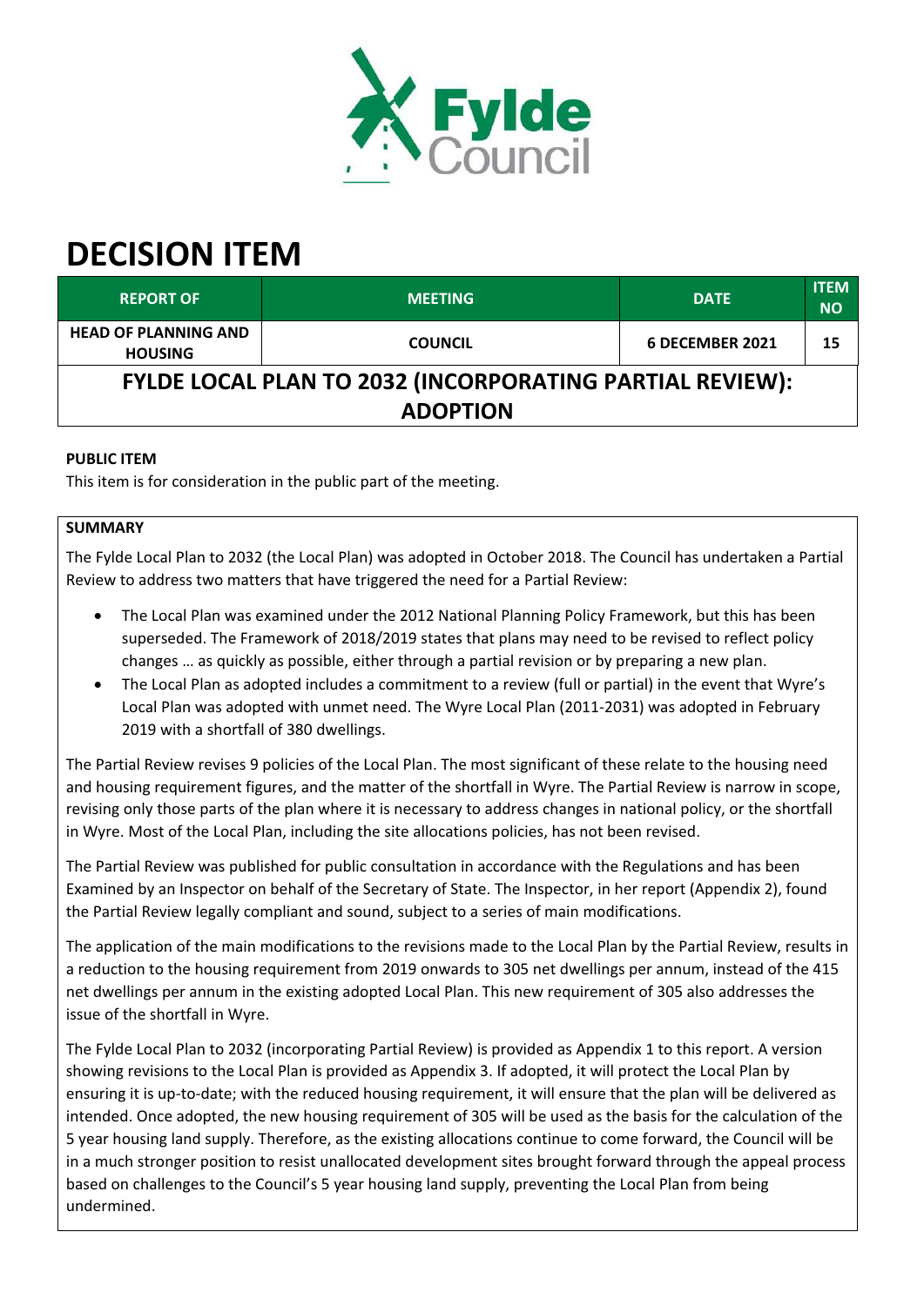# DECISION ITEM

| REPORT OF | MEETING | DATE | ITEM NO |
|---|---|---|---|
| HEAD OF PLANNING AND HOUSING | COUNCIL | 6 DECEMBER 2021 | 15 |
| FYLDE LOCAL PLAN TO 2032 (INCORPORATING PARTIAL REVIEW): ADOPTION | | | |

**PUBLIC ITEM**

This item is for consideration in the public part of the meeting.

**SUMMARY**

The Fylde Local Plan to 2032 (the Local Plan) was adopted in October 2018. The Council has undertaken a Partial Review to address two matters that have triggered the need for a Partial Review:

- The Local Plan was examined under the 2012 National Planning Policy Framework, but this has been superseded. The Framework of 2018/2019 states that plans may need to be revised to reflect policy changes … as quickly as possible, either through a partial revision or by preparing a new plan.
- The Local Plan as adopted includes a commitment to a review (full or partial) in the event that Wyre's Local Plan was adopted with unmet need. The Wyre Local Plan (2011-2031) was adopted in February 2019 with a shortfall of 380 dwellings.

The Partial Review revises 9 policies of the Local Plan. The most significant of these relate to the housing need and housing requirement figures, and the matter of the shortfall in Wyre. The Partial Review is narrow in scope, revising only those parts of the plan where it is necessary to address changes in national policy, or the shortfall in Wyre. Most of the Local Plan, including the site allocations policies, has not been revised.

The Partial Review was published for public consultation in accordance with the Regulations and has been Examined by an Inspector on behalf of the Secretary of State. The Inspector, in her report (Appendix 2), found the Partial Review legally compliant and sound, subject to a series of main modifications.

The application of the main modifications to the revisions made to the Local Plan by the Partial Review, results in a reduction to the housing requirement from 2019 onwards to 305 net dwellings per annum, instead of the 415 net dwellings per annum in the existing adopted Local Plan. This new requirement of 305 also addresses the issue of the shortfall in Wyre.

The Fylde Local Plan to 2032 (incorporating Partial Review) is provided as Appendix 1 to this report. A version showing revisions to the Local Plan is provided as Appendix 3. If adopted, it will protect the Local Plan by ensuring it is up-to-date; with the reduced housing requirement, it will ensure that the plan will be delivered as intended. Once adopted, the new housing requirement of 305 will be used as the basis for the calculation of the 5 year housing land supply. Therefore, as the existing allocations continue to come forward, the Council will be in a much stronger position to resist unallocated development sites brought forward through the appeal process based on challenges to the Council's 5 year housing land supply, preventing the Local Plan from being undermined.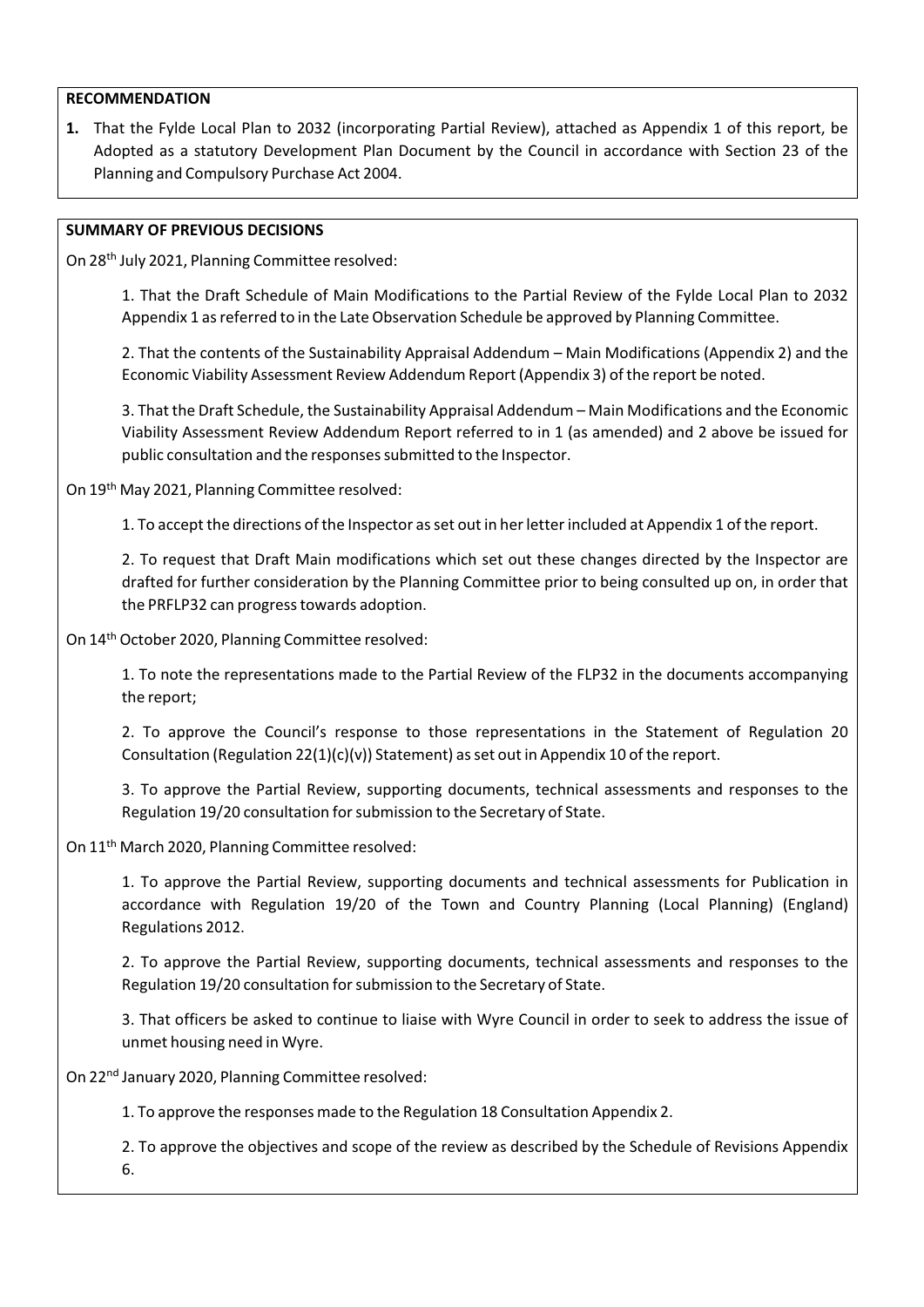**RECOMMENDATION**

1. That the Fylde Local Plan to 2032 (incorporating Partial Review), attached as Appendix 1 of this report, be Adopted as a statutory Development Plan Document by the Council in accordance with Section 23 of the Planning and Compulsory Purchase Act 2004.

**SUMMARY OF PREVIOUS DECISIONS**

On 28th July 2021, Planning Committee resolved:

1. That the Draft Schedule of Main Modifications to the Partial Review of the Fylde Local Plan to 2032 Appendix 1 as referred to in the Late Observation Schedule be approved by Planning Committee.

2. That the contents of the Sustainability Appraisal Addendum – Main Modifications (Appendix 2) and the Economic Viability Assessment Review Addendum Report (Appendix 3) of the report be noted.

3. That the Draft Schedule, the Sustainability Appraisal Addendum – Main Modifications and the Economic Viability Assessment Review Addendum Report referred to in 1 (as amended) and 2 above be issued for public consultation and the responses submitted to the Inspector.

On 19th May 2021, Planning Committee resolved:

1. To accept the directions of the Inspector as set out in her letter included at Appendix 1 of the report.

2. To request that Draft Main modifications which set out these changes directed by the Inspector are drafted for further consideration by the Planning Committee prior to being consulted up on, in order that the PRFLP32 can progress towards adoption.

On 14th October 2020, Planning Committee resolved:

1. To note the representations made to the Partial Review of the FLP32 in the documents accompanying the report;

2. To approve the Council's response to those representations in the Statement of Regulation 20 Consultation (Regulation 22(1)(c)(v)) Statement) as set out in Appendix 10 of the report.

3. To approve the Partial Review, supporting documents, technical assessments and responses to the Regulation 19/20 consultation for submission to the Secretary of State.

On 11th March 2020, Planning Committee resolved:

1. To approve the Partial Review, supporting documents and technical assessments for Publication in accordance with Regulation 19/20 of the Town and Country Planning (Local Planning) (England) Regulations 2012.

2. To approve the Partial Review, supporting documents, technical assessments and responses to the Regulation 19/20 consultation for submission to the Secretary of State.

3. That officers be asked to continue to liaise with Wyre Council in order to seek to address the issue of unmet housing need in Wyre.

On 22nd January 2020, Planning Committee resolved:

1. To approve the responses made to the Regulation 18 Consultation Appendix 2.

2. To approve the objectives and scope of the review as described by the Schedule of Revisions Appendix 6.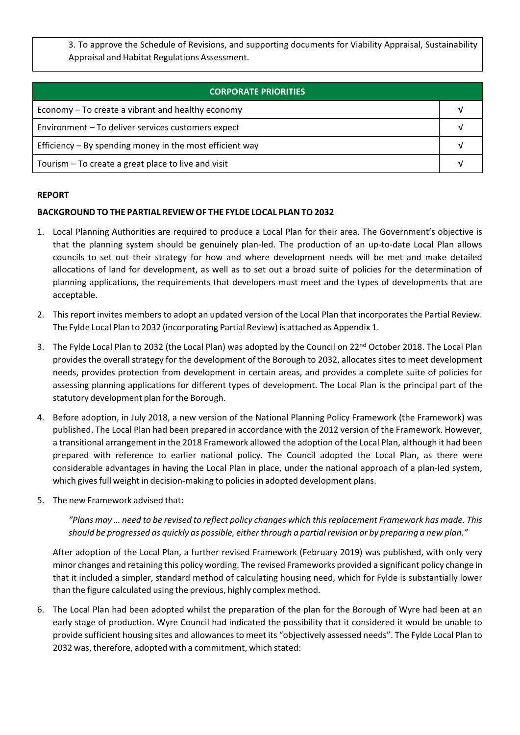3. To approve the Schedule of Revisions, and supporting documents for Viability Appraisal, Sustainability Appraisal and Habitat Regulations Assessment.

| CORPORATE PRIORITIES | |
|---|---|
| Economy – To create a vibrant and healthy economy | √ |
| Environment – To deliver services customers expect | √ |
| Efficiency – By spending money in the most efficient way | √ |
| Tourism – To create a great place to live and visit | √ |

**REPORT**

**BACKGROUND TO THE PARTIAL REVIEW OF THE FYLDE LOCAL PLAN TO 2032**

1. Local Planning Authorities are required to produce a Local Plan for their area. The Government's objective is that the planning system should be genuinely plan-led. The production of an up-to-date Local Plan allows councils to set out their strategy for how and where development needs will be met and make detailed allocations of land for development, as well as to set out a broad suite of policies for the determination of planning applications, the requirements that developers must meet and the types of developments that are acceptable.

2. This report invites members to adopt an updated version of the Local Plan that incorporates the Partial Review. The Fylde Local Plan to 2032 (incorporating Partial Review) is attached as Appendix 1.

3. The Fylde Local Plan to 2032 (the Local Plan) was adopted by the Council on 22nd October 2018. The Local Plan provides the overall strategy for the development of the Borough to 2032, allocates sites to meet development needs, provides protection from development in certain areas, and provides a complete suite of policies for assessing planning applications for different types of development. The Local Plan is the principal part of the statutory development plan for the Borough.

4. Before adoption, in July 2018, a new version of the National Planning Policy Framework (the Framework) was published. The Local Plan had been prepared in accordance with the 2012 version of the Framework. However, a transitional arrangement in the 2018 Framework allowed the adoption of the Local Plan, although it had been prepared with reference to earlier national policy. The Council adopted the Local Plan, as there were considerable advantages in having the Local Plan in place, under the national approach of a plan-led system, which gives full weight in decision-making to policies in adopted development plans.

5. The new Framework advised that:

   *"Plans may … need to be revised to reflect policy changes which this replacement Framework has made. This should be progressed as quickly as possible, either through a partial revision or by preparing a new plan."*

   After adoption of the Local Plan, a further revised Framework (February 2019) was published, with only very minor changes and retaining this policy wording. The revised Frameworks provided a significant policy change in that it included a simpler, standard method of calculating housing need, which for Fylde is substantially lower than the figure calculated using the previous, highly complex method.

6. The Local Plan had been adopted whilst the preparation of the plan for the Borough of Wyre had been at an early stage of production. Wyre Council had indicated the possibility that it considered it would be unable to provide sufficient housing sites and allowances to meet its "objectively assessed needs". The Fylde Local Plan to 2032 was, therefore, adopted with a commitment, which stated: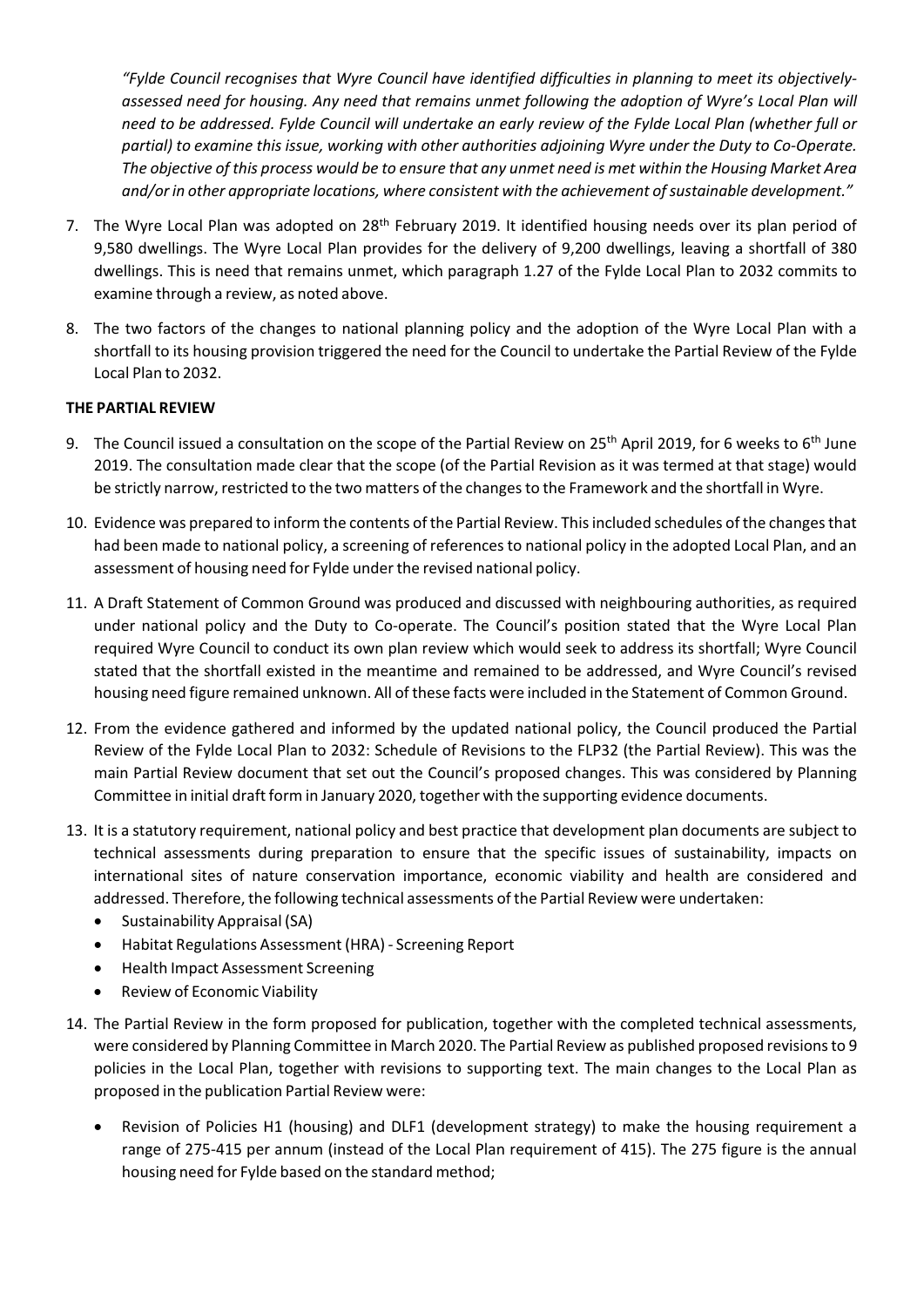*"Fylde Council recognises that Wyre Council have identified difficulties in planning to meet its objectively-assessed need for housing. Any need that remains unmet following the adoption of Wyre's Local Plan will need to be addressed. Fylde Council will undertake an early review of the Fylde Local Plan (whether full or partial) to examine this issue, working with other authorities adjoining Wyre under the Duty to Co-Operate. The objective of this process would be to ensure that any unmet need is met within the Housing Market Area and/or in other appropriate locations, where consistent with the achievement of sustainable development."*

7. The Wyre Local Plan was adopted on 28th February 2019. It identified housing needs over its plan period of 9,580 dwellings. The Wyre Local Plan provides for the delivery of 9,200 dwellings, leaving a shortfall of 380 dwellings. This is need that remains unmet, which paragraph 1.27 of the Fylde Local Plan to 2032 commits to examine through a review, as noted above.

8. The two factors of the changes to national planning policy and the adoption of the Wyre Local Plan with a shortfall to its housing provision triggered the need for the Council to undertake the Partial Review of the Fylde Local Plan to 2032.

**THE PARTIAL REVIEW**

9. The Council issued a consultation on the scope of the Partial Review on 25th April 2019, for 6 weeks to 6th June 2019. The consultation made clear that the scope (of the Partial Revision as it was termed at that stage) would be strictly narrow, restricted to the two matters of the changes to the Framework and the shortfall in Wyre.

10. Evidence was prepared to inform the contents of the Partial Review. This included schedules of the changes that had been made to national policy, a screening of references to national policy in the adopted Local Plan, and an assessment of housing need for Fylde under the revised national policy.

11. A Draft Statement of Common Ground was produced and discussed with neighbouring authorities, as required under national policy and the Duty to Co-operate. The Council's position stated that the Wyre Local Plan required Wyre Council to conduct its own plan review which would seek to address its shortfall; Wyre Council stated that the shortfall existed in the meantime and remained to be addressed, and Wyre Council's revised housing need figure remained unknown. All of these facts were included in the Statement of Common Ground.

12. From the evidence gathered and informed by the updated national policy, the Council produced the Partial Review of the Fylde Local Plan to 2032: Schedule of Revisions to the FLP32 (the Partial Review). This was the main Partial Review document that set out the Council's proposed changes. This was considered by Planning Committee in initial draft form in January 2020, together with the supporting evidence documents.

13. It is a statutory requirement, national policy and best practice that development plan documents are subject to technical assessments during preparation to ensure that the specific issues of sustainability, impacts on international sites of nature conservation importance, economic viability and health are considered and addressed. Therefore, the following technical assessments of the Partial Review were undertaken:
    - Sustainability Appraisal (SA)
    - Habitat Regulations Assessment (HRA) - Screening Report
    - Health Impact Assessment Screening
    - Review of Economic Viability

14. The Partial Review in the form proposed for publication, together with the completed technical assessments, were considered by Planning Committee in March 2020. The Partial Review as published proposed revisions to 9 policies in the Local Plan, together with revisions to supporting text. The main changes to the Local Plan as proposed in the publication Partial Review were:

    - Revision of Policies H1 (housing) and DLF1 (development strategy) to make the housing requirement a range of 275-415 per annum (instead of the Local Plan requirement of 415). The 275 figure is the annual housing need for Fylde based on the standard method;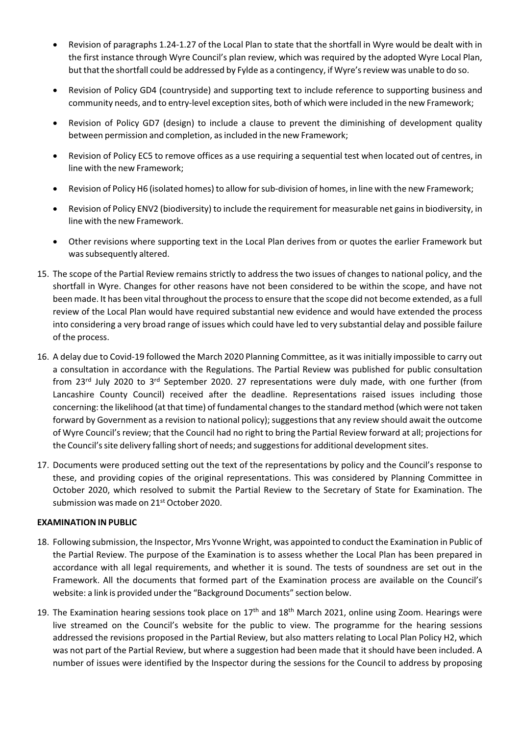- Revision of paragraphs 1.24-1.27 of the Local Plan to state that the shortfall in Wyre would be dealt with in the first instance through Wyre Council's plan review, which was required by the adopted Wyre Local Plan, but that the shortfall could be addressed by Fylde as a contingency, if Wyre's review was unable to do so.

- Revision of Policy GD4 (countryside) and supporting text to include reference to supporting business and community needs, and to entry-level exception sites, both of which were included in the new Framework;

- Revision of Policy GD7 (design) to include a clause to prevent the diminishing of development quality between permission and completion, as included in the new Framework;

- Revision of Policy EC5 to remove offices as a use requiring a sequential test when located out of centres, in line with the new Framework;

- Revision of Policy H6 (isolated homes) to allow for sub-division of homes, in line with the new Framework;

- Revision of Policy ENV2 (biodiversity) to include the requirement for measurable net gains in biodiversity, in line with the new Framework.

- Other revisions where supporting text in the Local Plan derives from or quotes the earlier Framework but was subsequently altered.

15. The scope of the Partial Review remains strictly to address the two issues of changes to national policy, and the shortfall in Wyre. Changes for other reasons have not been considered to be within the scope, and have not been made. It has been vital throughout the process to ensure that the scope did not become extended, as a full review of the Local Plan would have required substantial new evidence and would have extended the process into considering a very broad range of issues which could have led to very substantial delay and possible failure of the process.

16. A delay due to Covid-19 followed the March 2020 Planning Committee, as it was initially impossible to carry out a consultation in accordance with the Regulations. The Partial Review was published for public consultation from 23rd July 2020 to 3rd September 2020. 27 representations were duly made, with one further (from Lancashire County Council) received after the deadline. Representations raised issues including those concerning: the likelihood (at that time) of fundamental changes to the standard method (which were not taken forward by Government as a revision to national policy); suggestions that any review should await the outcome of Wyre Council's review; that the Council had no right to bring the Partial Review forward at all; projections for the Council's site delivery falling short of needs; and suggestions for additional development sites.

17. Documents were produced setting out the text of the representations by policy and the Council's response to these, and providing copies of the original representations. This was considered by Planning Committee in October 2020, which resolved to submit the Partial Review to the Secretary of State for Examination. The submission was made on 21st October 2020.

**EXAMINATION IN PUBLIC**

18. Following submission, the Inspector, Mrs Yvonne Wright, was appointed to conduct the Examination in Public of the Partial Review. The purpose of the Examination is to assess whether the Local Plan has been prepared in accordance with all legal requirements, and whether it is sound. The tests of soundness are set out in the Framework. All the documents that formed part of the Examination process are available on the Council's website: a link is provided under the "Background Documents" section below.

19. The Examination hearing sessions took place on 17th and 18th March 2021, online using Zoom. Hearings were live streamed on the Council's website for the public to view. The programme for the hearing sessions addressed the revisions proposed in the Partial Review, but also matters relating to Local Plan Policy H2, which was not part of the Partial Review, but where a suggestion had been made that it should have been included. A number of issues were identified by the Inspector during the sessions for the Council to address by proposing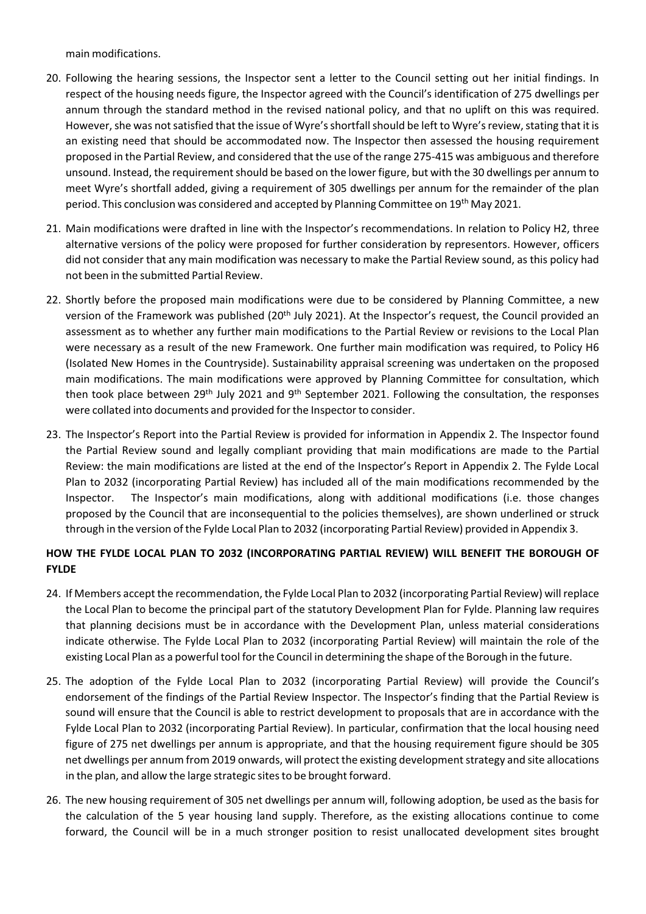main modifications.

20. Following the hearing sessions, the Inspector sent a letter to the Council setting out her initial findings. In respect of the housing needs figure, the Inspector agreed with the Council's identification of 275 dwellings per annum through the standard method in the revised national policy, and that no uplift on this was required. However, she was not satisfied that the issue of Wyre's shortfall should be left to Wyre's review, stating that it is an existing need that should be accommodated now. The Inspector then assessed the housing requirement proposed in the Partial Review, and considered that the use of the range 275-415 was ambiguous and therefore unsound. Instead, the requirement should be based on the lower figure, but with the 30 dwellings per annum to meet Wyre's shortfall added, giving a requirement of 305 dwellings per annum for the remainder of the plan period. This conclusion was considered and accepted by Planning Committee on 19th May 2021.

21. Main modifications were drafted in line with the Inspector's recommendations. In relation to Policy H2, three alternative versions of the policy were proposed for further consideration by representors. However, officers did not consider that any main modification was necessary to make the Partial Review sound, as this policy had not been in the submitted Partial Review.

22. Shortly before the proposed main modifications were due to be considered by Planning Committee, a new version of the Framework was published (20th July 2021). At the Inspector's request, the Council provided an assessment as to whether any further main modifications to the Partial Review or revisions to the Local Plan were necessary as a result of the new Framework. One further main modification was required, to Policy H6 (Isolated New Homes in the Countryside). Sustainability appraisal screening was undertaken on the proposed main modifications. The main modifications were approved by Planning Committee for consultation, which then took place between 29th July 2021 and 9th September 2021. Following the consultation, the responses were collated into documents and provided for the Inspector to consider.

23. The Inspector's Report into the Partial Review is provided for information in Appendix 2. The Inspector found the Partial Review sound and legally compliant providing that main modifications are made to the Partial Review: the main modifications are listed at the end of the Inspector's Report in Appendix 2. The Fylde Local Plan to 2032 (incorporating Partial Review) has included all of the main modifications recommended by the Inspector. The Inspector's main modifications, along with additional modifications (i.e. those changes proposed by the Council that are inconsequential to the policies themselves), are shown underlined or struck through in the version of the Fylde Local Plan to 2032 (incorporating Partial Review) provided in Appendix 3.

**HOW THE FYLDE LOCAL PLAN TO 2032 (INCORPORATING PARTIAL REVIEW) WILL BENEFIT THE BOROUGH OF FYLDE**

24. If Members accept the recommendation, the Fylde Local Plan to 2032 (incorporating Partial Review) will replace the Local Plan to become the principal part of the statutory Development Plan for Fylde. Planning law requires that planning decisions must be in accordance with the Development Plan, unless material considerations indicate otherwise. The Fylde Local Plan to 2032 (incorporating Partial Review) will maintain the role of the existing Local Plan as a powerful tool for the Council in determining the shape of the Borough in the future.

25. The adoption of the Fylde Local Plan to 2032 (incorporating Partial Review) will provide the Council's endorsement of the findings of the Partial Review Inspector. The Inspector's finding that the Partial Review is sound will ensure that the Council is able to restrict development to proposals that are in accordance with the Fylde Local Plan to 2032 (incorporating Partial Review). In particular, confirmation that the local housing need figure of 275 net dwellings per annum is appropriate, and that the housing requirement figure should be 305 net dwellings per annum from 2019 onwards, will protect the existing development strategy and site allocations in the plan, and allow the large strategic sites to be brought forward.

26. The new housing requirement of 305 net dwellings per annum will, following adoption, be used as the basis for the calculation of the 5 year housing land supply. Therefore, as the existing allocations continue to come forward, the Council will be in a much stronger position to resist unallocated development sites brought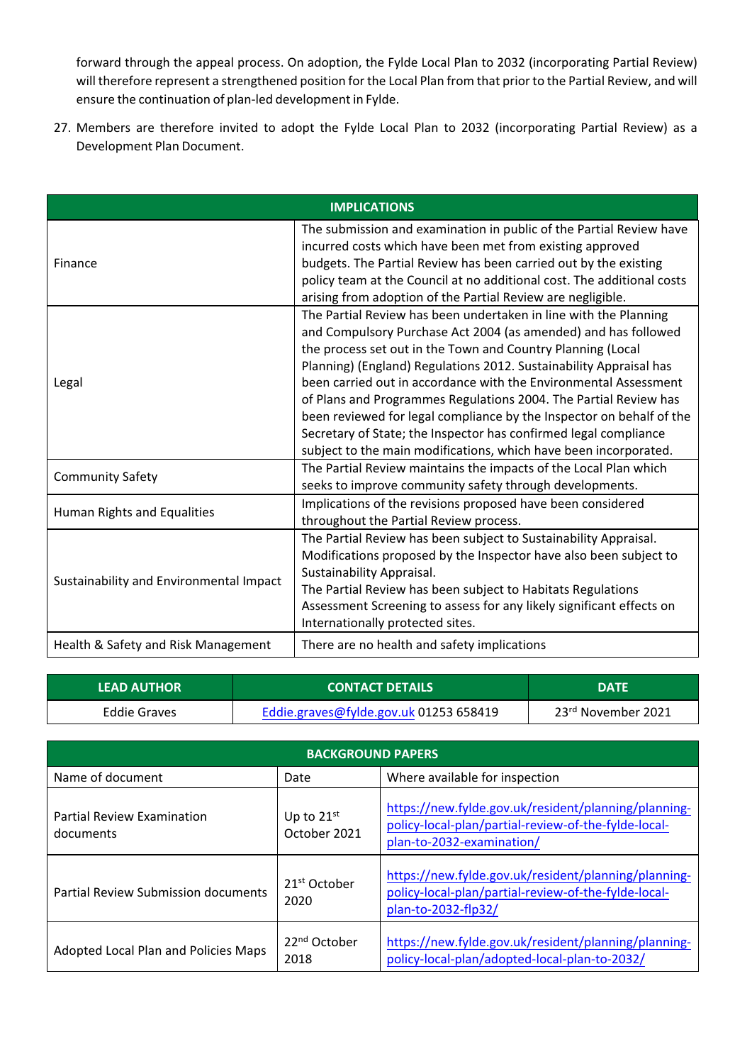forward through the appeal process. On adoption, the Fylde Local Plan to 2032 (incorporating Partial Review) will therefore represent a strengthened position for the Local Plan from that prior to the Partial Review, and will ensure the continuation of plan-led development in Fylde.

27. Members are therefore invited to adopt the Fylde Local Plan to 2032 (incorporating Partial Review) as a Development Plan Document.

| IMPLICATIONS | |
|---|---|
| Finance | The submission and examination in public of the Partial Review have incurred costs which have been met from existing approved budgets. The Partial Review has been carried out by the existing policy team at the Council at no additional cost. The additional costs arising from adoption of the Partial Review are negligible. |
| Legal | The Partial Review has been undertaken in line with the Planning and Compulsory Purchase Act 2004 (as amended) and has followed the process set out in the Town and Country Planning (Local Planning) (England) Regulations 2012. Sustainability Appraisal has been carried out in accordance with the Environmental Assessment of Plans and Programmes Regulations 2004. The Partial Review has been reviewed for legal compliance by the Inspector on behalf of the Secretary of State; the Inspector has confirmed legal compliance subject to the main modifications, which have been incorporated. |
| Community Safety | The Partial Review maintains the impacts of the Local Plan which seeks to improve community safety through developments. |
| Human Rights and Equalities | Implications of the revisions proposed have been considered throughout the Partial Review process. |
| Sustainability and Environmental Impact | The Partial Review has been subject to Sustainability Appraisal. Modifications proposed by the Inspector have also been subject to Sustainability Appraisal.<br>The Partial Review has been subject to Habitats Regulations Assessment Screening to assess for any likely significant effects on Internationally protected sites. |
| Health & Safety and Risk Management | There are no health and safety implications |

| LEAD AUTHOR | CONTACT DETAILS | DATE |
|---|---|---|
| Eddie Graves | Eddie.graves@fylde.gov.uk 01253 658419 | 23rd November 2021 |

| BACKGROUND PAPERS | | |
|---|---|---|
| Name of document | Date | Where available for inspection |
| Partial Review Examination documents | Up to 21st October 2021 | https://new.fylde.gov.uk/resident/planning/planning-policy-local-plan/partial-review-of-the-fylde-local-plan-to-2032-examination/ |
| Partial Review Submission documents | 21st October 2020 | https://new.fylde.gov.uk/resident/planning/planning-policy-local-plan/partial-review-of-the-fylde-local-plan-to-2032-flp32/ |
| Adopted Local Plan and Policies Maps | 22nd October 2018 | https://new.fylde.gov.uk/resident/planning/planning-policy-local-plan/adopted-local-plan-to-2032/ |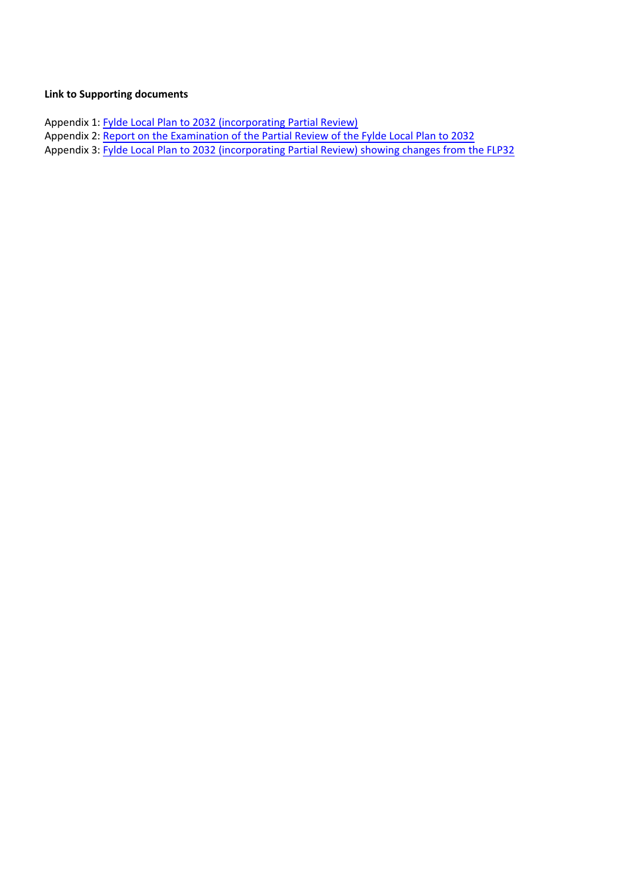**Link to Supporting documents**

Appendix 1: Fylde Local Plan to 2032 (incorporating Partial Review)
Appendix 2: Report on the Examination of the Partial Review of the Fylde Local Plan to 2032
Appendix 3: Fylde Local Plan to 2032 (incorporating Partial Review) showing changes from the FLP32